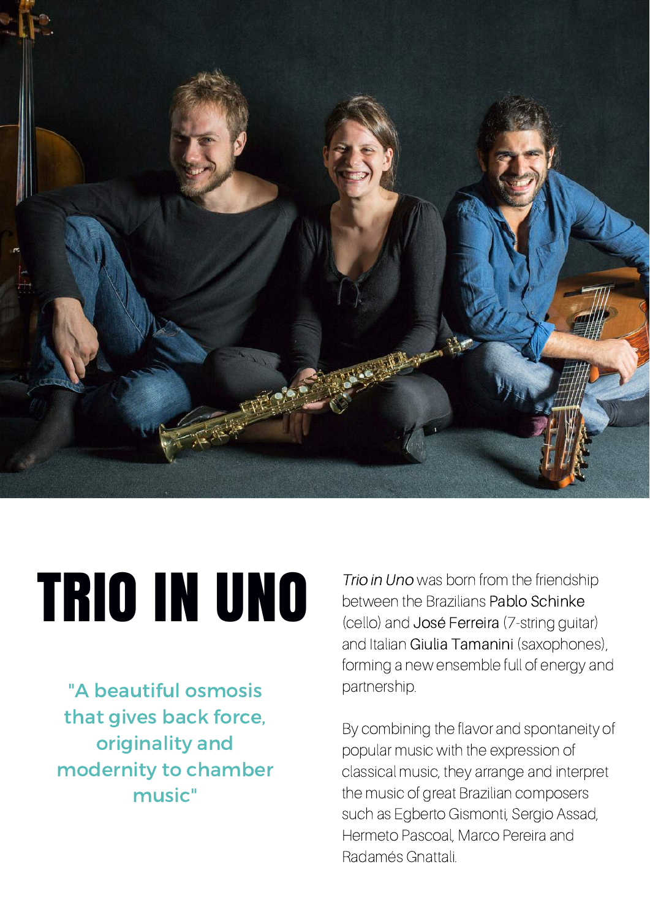# TRIO IN UNO

"A beautiful osmosis that gives back force, originality and modernity to chamber music"

*Trio in Uno* was born from the friendship between the Brazilians Pablo Schinke (cello) and José Ferreira (7-string guitar) and Italian Giulia Tamanini (saxophones), forming a new ensemble full of energy and partnership.

By combining the flavor and spontaneity of popular music with the expression of classical music, they arrange and interpret the music of great Brazilian composers such as Egberto Gismonti, Sergio Assad, Hermeto Pascoal, Marco Pereira and Radamés Gnattali.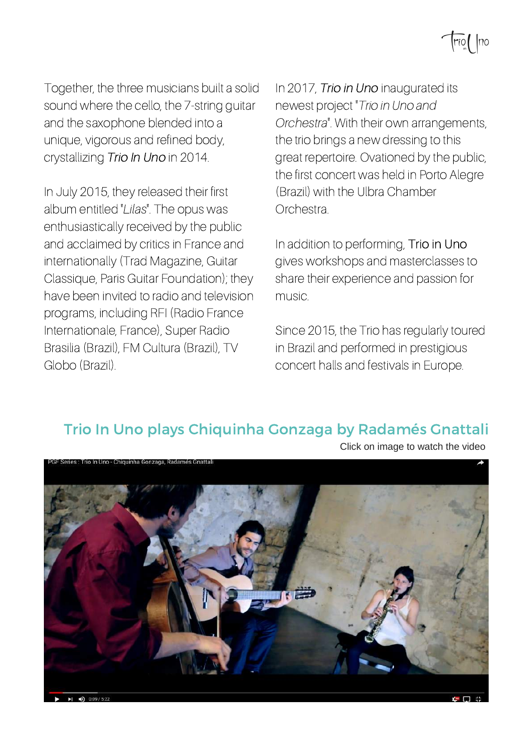Together, the three musicians built a solid sound where the cello, the 7-string guitar and the saxophone blended into a unique, vigorous and refined body, crystallizing *Trio In Uno* in 2014.

In July 2015, they released their first album entitled "*Lilas*". The opus was enthusiastically received by the public and acclaimed by critics in France and internationally (Trad Magazine, Guitar Classique, Paris Guitar Foundation); they have been invited to radio and television programs, including RFI (Radio France Internationale, France), Super Radio Brasilia (Brazil), FM Cultura (Brazil), TV Globo (Brazil).

In 2017, *Trio in Uno* inaugurated its newest project "*Trio in Uno and Orchestra*". With their own arrangements, the trio brings a new dressing to this great repertoire. Ovationed by the public, the first concert was held in Porto Alegre (Brazil) with the Ulbra Chamber Orchestra.

In addition to performing, Trio in Uno gives workshops and masterclasses to share their experience and passion for music.

Since 2015, the Trio has regularly toured in Brazil and performed in prestigious concert halls and festivals in Europe.

## Trio In Uno plays Chiquinha Gonzaga by Radamés Gnattali

Click on image to watch the video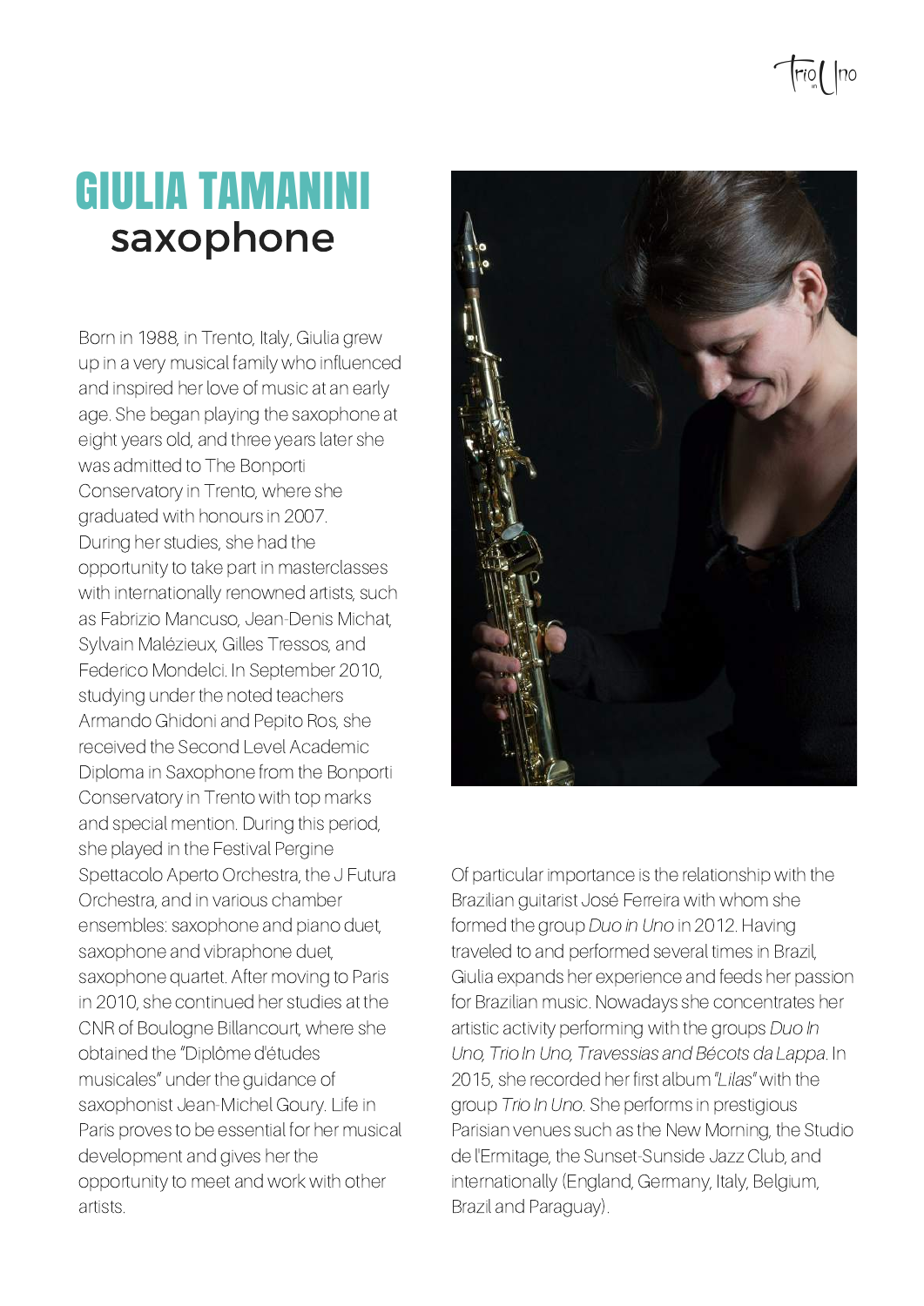# GIULIA TAMANINI

## saxophone

Born in 1988, in Trento, Italy, Giulia grew up in a very musical family who influenced and inspired her love of music at an early age. She began playing the saxophone at eight years old, and three years later she was admitted to The Bonporti Conservatory in Trento, where she graduated with honours in 2007. During her studies, she had the opportunity to take part in masterclasses with internationally renowned artists, such as Fabrizio Mancuso, Jean-Denis Michat, Sylvain Malézieux, Gilles Tressos, and Federico Mondelci. In September 2010, studying under the noted teachers Armando Ghidoni and Pepito Ros, she received the Second Level Academic Diploma in Saxophone from the Bonporti Conservatory in Trento with top marks and special mention. During this period, she played in the Festival Pergine Spettacolo Aperto Orchestra, the J Futura Orchestra, and in various chamber ensembles: saxophone and piano duet, saxophone and vibraphone duet, saxophone quartet. After moving to Paris in 2010, she continued her studies at the CNR of Boulogne Billancourt, where she obtained the "Diplôme d'études musicales" under the guidance of saxophonist Jean-Michel Goury. Life in Paris proves to be essential for her musical development and gives her the opportunity to meet and work with other artists.

Of particular importance is the relationship with the Brazilian guitarist José Ferreira with whom she formed the group *Duo in Uno* in 2012. Having traveled to and performed several times in Brazil, Giulia expands her experience and feeds her passion for Brazilian music. Nowadays she concentrates her artistic activity performing with the groups *Duo In Uno, Trio In Uno, Travessias and Bécots da Lappa*. In 2015, she recorded her first album *"Lilas"* with the group *Trio In Uno*. She performs in prestigious Parisian venues such as the New Morning, the Studio de l'Ermitage, the Sunset-Sunside Jazz Club, and internationally (England, Germany, Italy, Belgium, Brazil and Paraguay).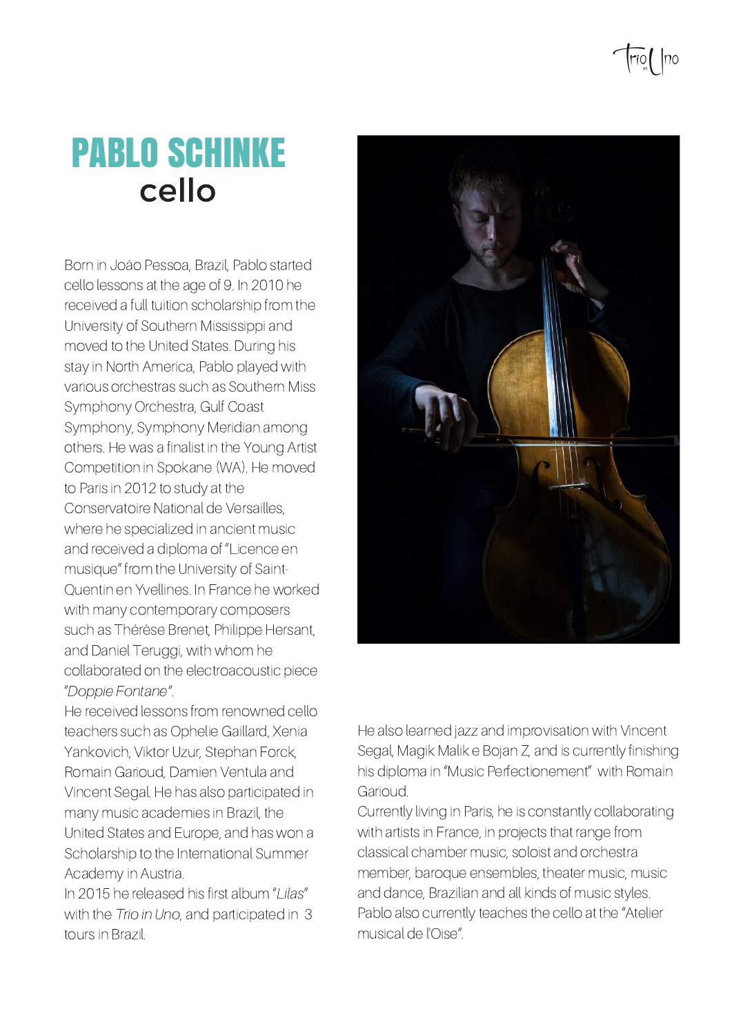# PABLO SCHINKE

## cello

Born in João Pessoa, Brazil, Pablo started cello lessons at the age of 9. In 2010 he received a full tuition scholarship from the University of Southern Mississippi and moved to the United States. During his stay in North America, Pablo played with various orchestras such as Southern Miss Symphony Orchestra, Gulf Coast Symphony, Symphony Meridian among others. He was a finalist in the Young Artist Competition in Spokane (WA). He moved to Paris in 2012 to study at the Conservatoire National de Versailles, where he specialized in ancient music and received a diploma of "Licence en musique" from the University of Saint-Quentin en Yvellines. In France he worked with many contemporary composers such as Thérèse Brenet, Philippe Hersant, and Daniel Teruggi, with whom he collaborated on the electroacoustic piece "*Doppie Fontane*".

He received lessons from renowned cello teachers such as Ophelie Gaillard, Xenia Yankovich, Viktor Uzur, Stephan Forck, Romain Garioud, Damien Ventula and Vincent Segal. He has also participated in many music academies in Brazil, the United States and Europe, and has won a Scholarship to the International Summer Academy in Austria.

In 2015 he released his first album "*Lilas*" with the *Trio in Uno*, and participated in 3 tours in Brazil.

He also learned jazz and improvisation with Vincent Segal, Magik Malik e Bojan Z, and is currently finishing his diploma in "Music Perfectionement" with Romain Garioud.

Currently living in Paris, he is constantly collaborating with artists in France, in projects that range from classical chamber music, soloist and orchestra member, baroque ensembles, theater music, music and dance, Brazilian and all kinds of music styles. Pablo also currently teaches the cello at the "Atelier musical de l'Oise".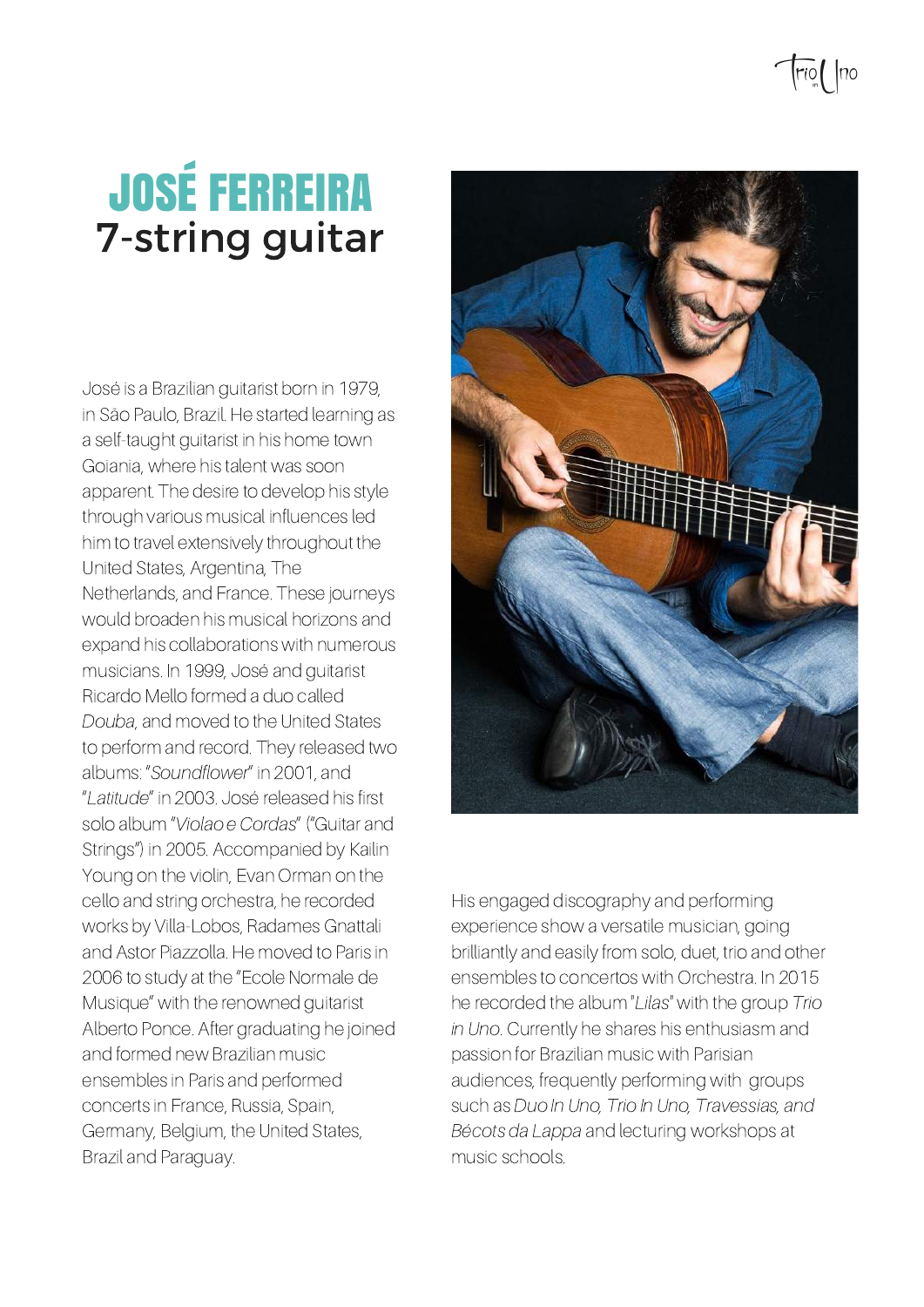# JOSÉ FERREIRA

## 7-string guitar

José is a Brazilian guitarist born in 1979, in São Paulo, Brazil. He started learning as a self-taught guitarist in his home town Goiania, where his talent was soon apparent. The desire to develop his style through various musical influences led him to travel extensively throughout the United States, Argentina, The Netherlands, and France. These journeys would broaden his musical horizons and expand his collaborations with numerous musicians. In 1999, José and guitarist Ricardo Mello formed a duo called *Douba*, and moved to the United States to perform and record. They released two albums: "*Soundflower*" in 2001, and "*Latitude*" in 2003. José released his first solo album "*Violao e Cordas*" ("Guitar and Strings") in 2005. Accompanied by Kailin Young on the violin, Evan Orman on the cello and string orchestra, he recorded works by Villa-Lobos, Radames Gnattali and Astor Piazzolla. He moved to Paris in 2006 to study at the "Ecole Normale de Musique" with the renowned guitarist Alberto Ponce. After graduating he joined and formed new Brazilian music ensembles in Paris and performed concerts in France, Russia, Spain, Germany, Belgium, the United States, Brazil and Paraguay.

His engaged discography and performing experience show a versatile musician, going brilliantly and easily from solo, duet, trio and other ensembles to concertos with Orchestra. In 2015 he recorded the album "*Lilas*" with the group *Trio in Uno*. Currently he shares his enthusiasm and passion for Brazilian music with Parisian audiences, frequently performing with groups such as *Duo In Uno, Trio In Uno, Travessias, and Bécots da Lappa* and lecturing workshops at music schools.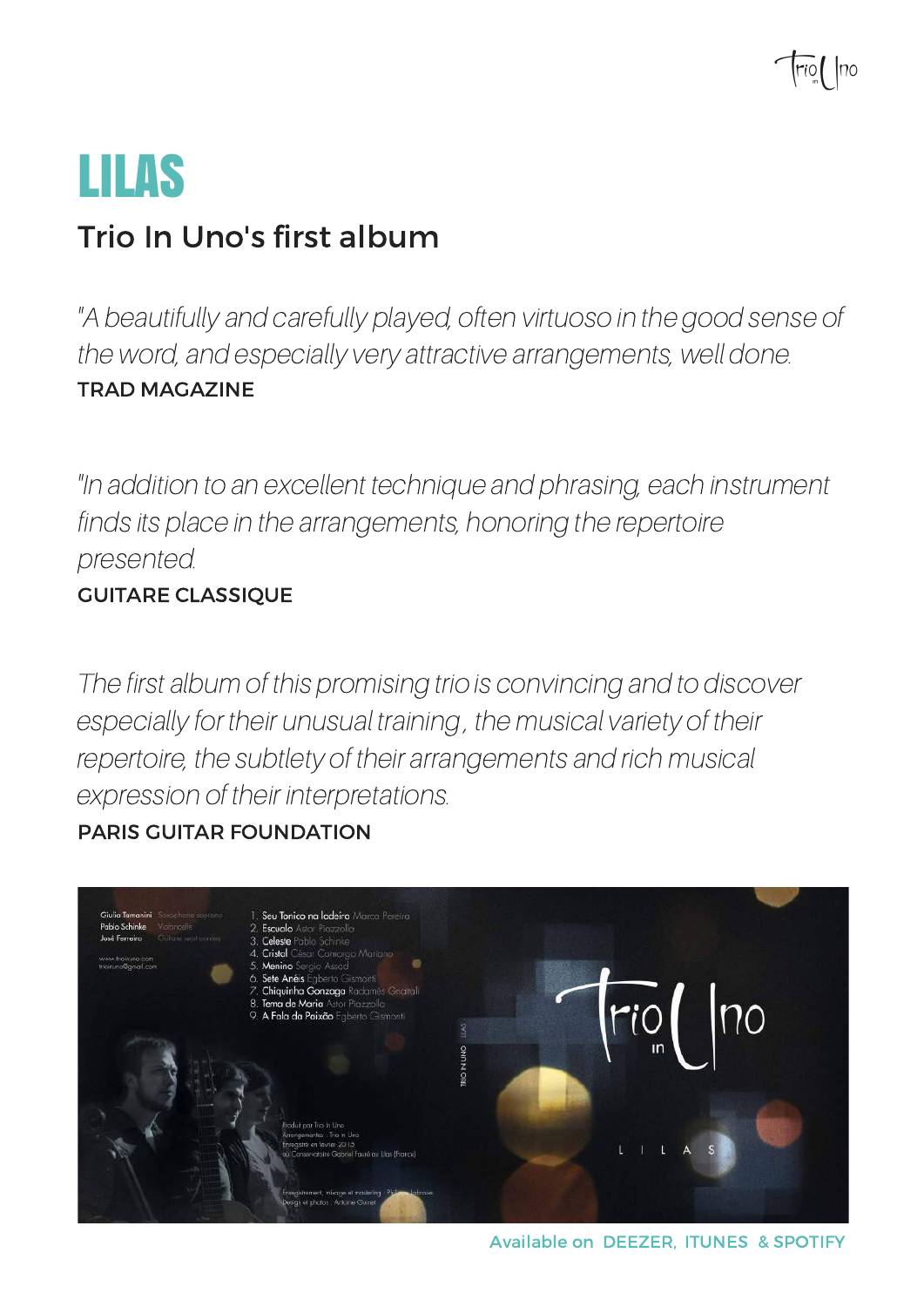# LILAS

## Trio In Uno's first album

*"A beautifully and carefully played, often virtuoso in the good sense of the word, and especially very attractive arrangements, well done.*
TRAD MAGAZINE

*"In addition to an excellent technique and phrasing, each instrument finds its place in the arrangements, honoring the repertoire presented.*
GUITARE CLASSIQUE

*The first album of this promising trio is convincing and to discover especially for their unusual training , the musical variety of their repertoire, the subtlety of their arrangements and rich musical expression of their interpretations.*
PARIS GUITAR FOUNDATION

Available on DEEZER, ITUNES & SPOTIFY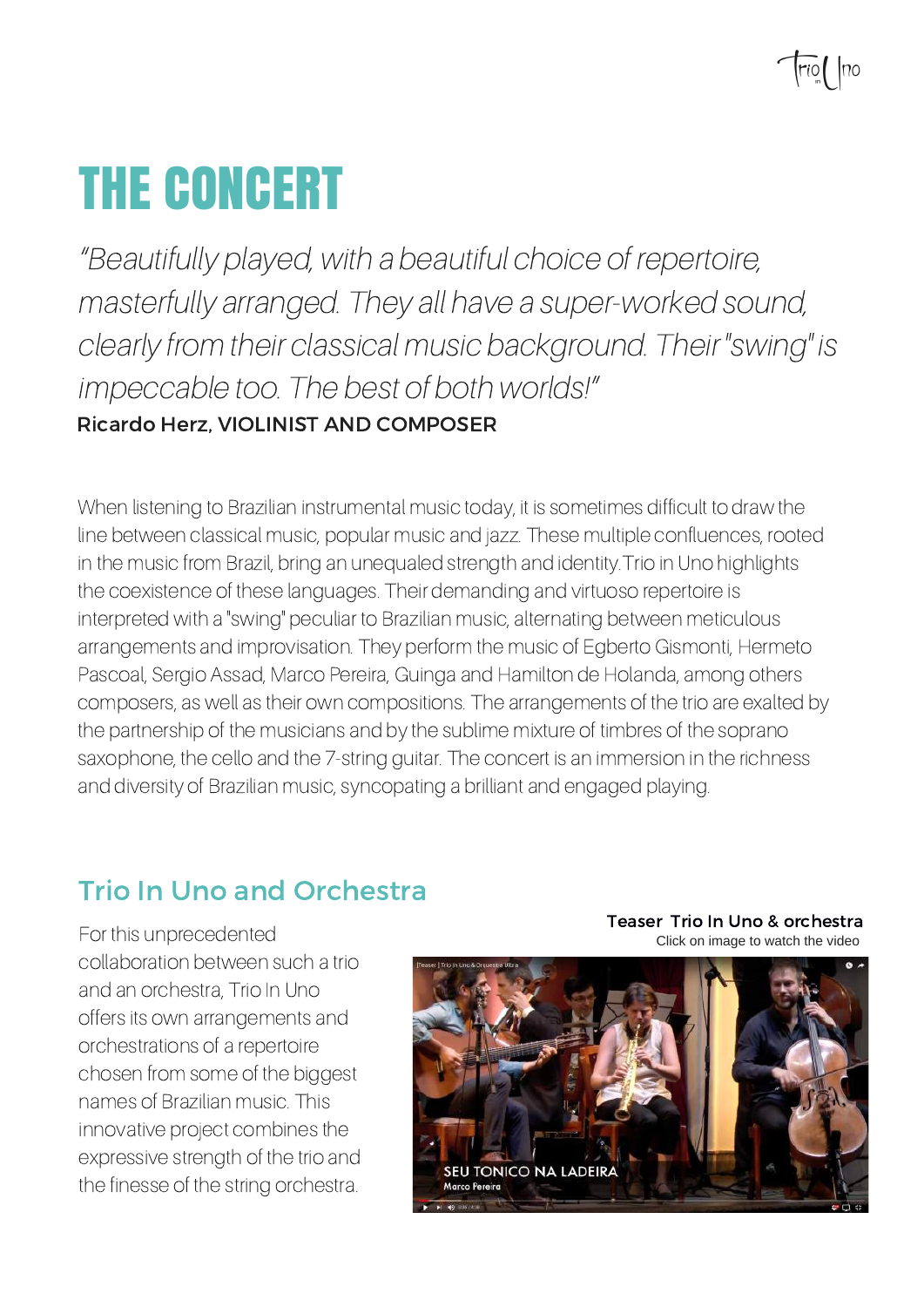# THE CONCERT

*"Beautifully played, with a beautiful choice of repertoire, masterfully arranged. They all have a super-worked sound, clearly from their classical music background. Their "swing" is impeccable too. The best of both worlds!"*

Ricardo Herz, VIOLINIST AND COMPOSER

When listening to Brazilian instrumental music today, it is sometimes difficult to draw the line between classical music, popular music and jazz. These multiple confluences, rooted in the music from Brazil, bring an unequaled strength and identity.Trio in Uno highlights the coexistence of these languages. Their demanding and virtuoso repertoire is interpreted with a "swing" peculiar to Brazilian music, alternating between meticulous arrangements and improvisation. They perform the music of Egberto Gismonti, Hermeto Pascoal, Sergio Assad, Marco Pereira, Guinga and Hamilton de Holanda, among others composers, as well as their own compositions. The arrangements of the trio are exalted by the partnership of the musicians and by the sublime mixture of timbres of the soprano saxophone, the cello and the 7-string guitar. The concert is an immersion in the richness and diversity of Brazilian music, syncopating a brilliant and engaged playing.

## Trio In Uno and Orchestra

For this unprecedented collaboration between such a trio and an orchestra, Trio In Uno offers its own arrangements and orchestrations of a repertoire chosen from some of the biggest names of Brazilian music. This innovative project combines the expressive strength of the trio and the finesse of the string orchestra.

**Teaser Trio In Uno & orchestra**

Click on image to watch the video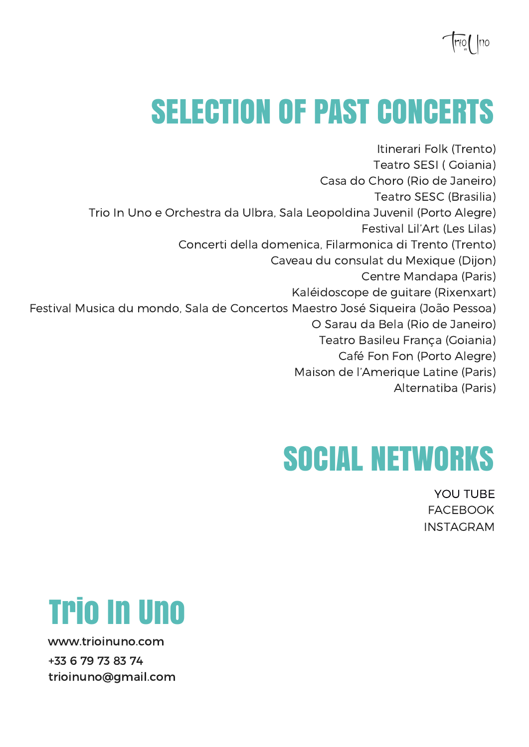# SELECTION OF PAST CONCERTS

Itinerari Folk (Trento)
Teatro SESI ( Goiania)
Casa do Choro (Rio de Janeiro)
Teatro SESC (Brasilia)
Trio In Uno e Orchestra da Ulbra, Sala Leopoldina Juvenil (Porto Alegre)
Festival Lil'Art (Les Lilas)
Concerti della domenica, Filarmonica di Trento (Trento)
Caveau du consulat du Mexique (Dijon)
Centre Mandapa (Paris)
Kaléidoscope de guitare (Rixenxart)
Festival Musica du mondo, Sala de Concertos Maestro José Siqueira (João Pessoa)
O Sarau da Bela (Rio de Janeiro)
Teatro Basileu França (Goiania)
Café Fon Fon (Porto Alegre)
Maison de l'Amerique Latine (Paris)
Alternatiba (Paris)

# SOCIAL NETWORKS

YOU TUBE
FACEBOOK
INSTAGRAM

# Trio In Uno

www.trioinuno.com
+33 6 79 73 83 74
trioinuno@gmail.com